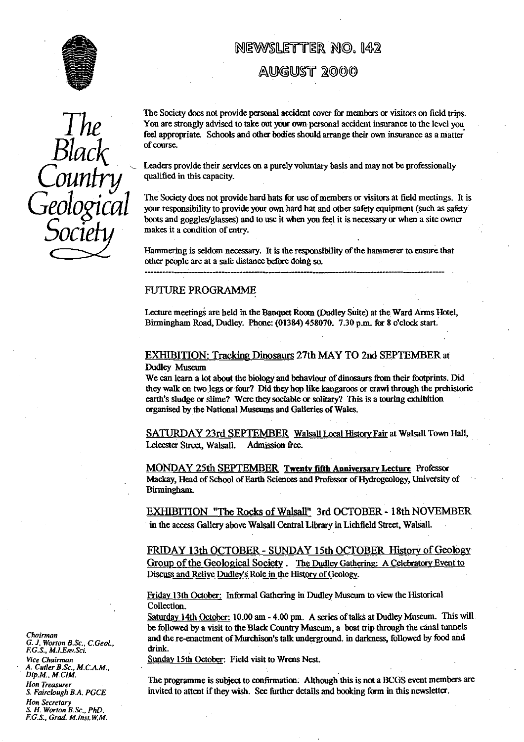# NEWSLETTER NO. 142

## AUGUST 2000

*The Black Country Geological Society*

The Society does not provide personal accident cover for members or visitors on field trips. You are strongly advised to take out your own personal accident insurance to the level you feel appropriate. Schools and other bodies should arrange their own insurance as a matter of course.

Leaders provide their services on a purely voluntary basis and may not be professionally qualified in this capacity.

The Society does not provide hard hats for use of members or visitors at field meetings. It is your responsibility to provide your own hard hat and other safety equipment (such as safety boots and goggles/glasses) and to use it when you feel it is necessary or when a site owner makes it a condition of entry.

Hammering is seldom necessary. It is the responsibility of the hammerer to ensure that other people are at a safe distance before doing so.

---

## FUTURE PROGRAMME

Lecture meetings are held in the Banquet Room (Dudley Suite) at the Ward Arms Hotel, Birmingham Road, Dudley. Phone: (01384) 458070. 7.30 p.m. for 8 o'clock start.

EXHIBITION: Tracking Dinosaurs 27th MAY TO 2nd SEPTEMBER at Dudley Museum
We can learn a lot about the biology and behaviour of dinosaurs from their footprints. Did they walk on two legs or four? Did they hop like kangaroos or crawl through the prehistoric earth's sludge or slime? Were they sociable or solitary? This is a touring exhibition organised by the National Museums and Galleries of Wales.

SATURDAY 23rd SEPTEMBER Walsall Local History Fair at Walsall Town Hall, Leicester Street, Walsall. Admission free.

MONDAY 25th SEPTEMBER **Twenty fifth Anniversary Lecture** Professor Mackay, Head of School of Earth Sciences and Professor of Hydrogeology, University of Birmingham.

EXHIBITION "The Rocks of Walsall" 3rd OCTOBER - 18th NOVEMBER in the access Gallery above Walsall Central Library in Lichfield Street, Walsall.

FRIDAY 13th OCTOBER - SUNDAY 15th OCTOBER History of Geology Group of the Geological Society. The Dudley Gathering: A Celebratory Event to Discuss and Relive Dudley's Role in the History of Geology.

Friday 13th October: Informal Gathering in Dudley Museum to view the Historical Collection.
Saturday 14th October: 10.00 am - 4.00 pm. A series of talks at Dudley Museum. This will be followed by a visit to the Black Country Museum, a boat trip through the canal tunnels and the re-enactment of Murchison's talk underground. in darkness, followed by food and drink.
Sunday 15th October: Field visit to Wrens Nest.

The programme is subject to confirmation. Although this is not a BCGS event members are invited to attent if they wish. See further details and booking form in this newsletter.

*Chairman*
*G. J. Worton B.Sc., C.Geol., F.G.S., M.I.Env.Sci.*
*Vice Chairman*
*A. Cutler B.Sc., M.C.A.M., Dip.M., M.CIM.*
*Hon Treasurer*
*S. Fairclough B.A. PGCE*
*Hon Secretary*
*S. H. Worton B.Sc., PhD. F.G.S., Grad. M.Inst.W.M.*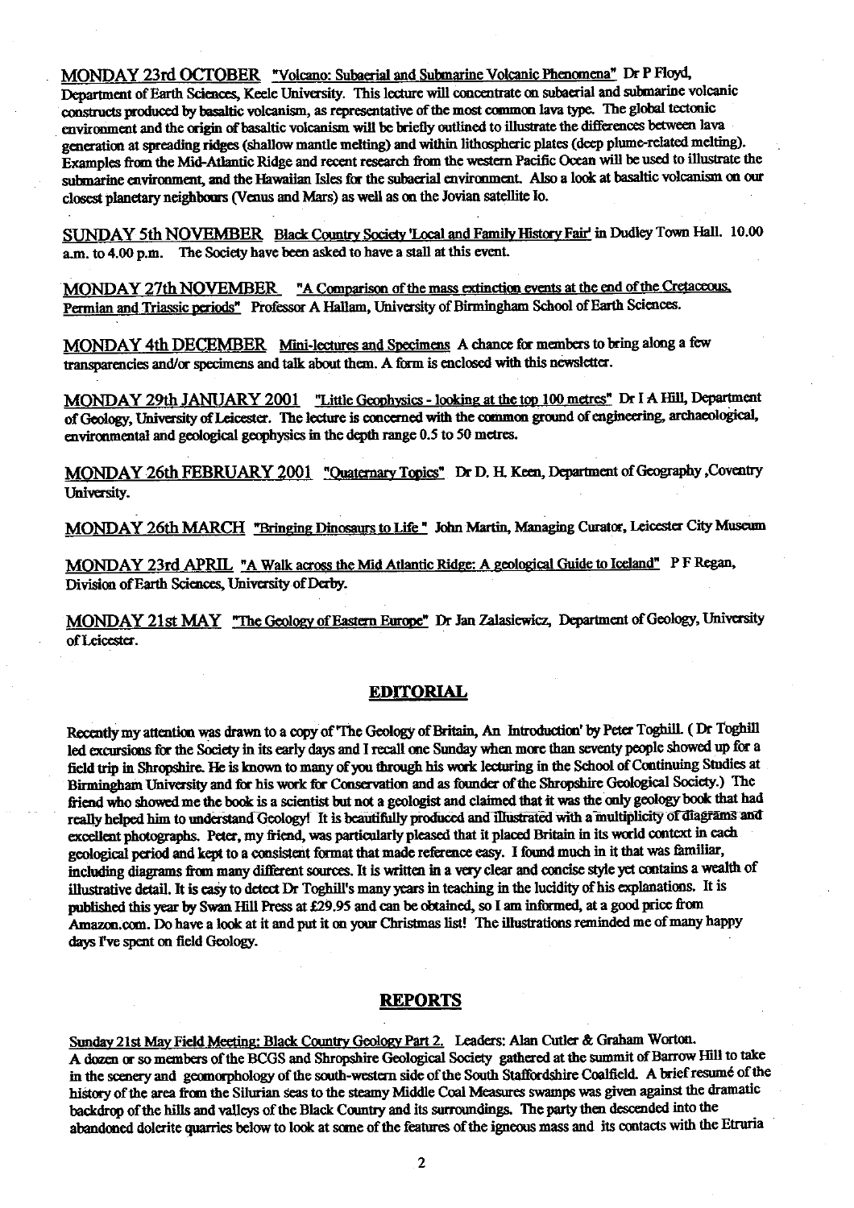MONDAY 23rd OCTOBER "Volcano: Subaerial and Submarine Volcanic Phenomena" Dr P Floyd, Department of Earth Sciences, Keele University. This lecture will concentrate on subaerial and submarine volcanic constructs produced by basaltic volcanism, as representative of the most common lava type. The global tectonic environment and the origin of basaltic volcanism will be briefly outlined to illustrate the differences between lava generation at spreading ridges (shallow mantle melting) and within lithospheric plates (deep plume-related melting). Examples from the Mid-Atlantic Ridge and recent research from the western Pacific Ocean will be used to illustrate the submarine environment, and the Hawaiian Isles for the subaerial environment. Also a look at basaltic volcanism on our closest planetary neighbours (Venus and Mars) as well as on the Jovian satellite Io.

SUNDAY 5th NOVEMBER Black Country Society 'Local and Family History Fair' in Dudley Town Hall. 10.00 a.m. to 4.00 p.m. The Society have been asked to have a stall at this event.

MONDAY 27th NOVEMBER "A Comparison of the mass extinction events at the end of the Cretaceous, Permian and Triassic periods" Professor A Hallam, University of Birmingham School of Earth Sciences.

MONDAY 4th DECEMBER Mini-lectures and Specimens A chance for members to bring along a few transparencies and/or specimens and talk about them. A form is enclosed with this newsletter.

MONDAY 29th JANUARY 2001 "Little Geophysics - looking at the top 100 metres" Dr I A Hill, Department of Geology, University of Leicester. The lecture is concerned with the common ground of engineering, archaeological, environmental and geological geophysics in the depth range 0.5 to 50 metres.

MONDAY 26th FEBRUARY 2001 "Quaternary Topics" Dr D. H. Keen, Department of Geography, Coventry University.

MONDAY 26th MARCH "Bringing Dinosaurs to Life" John Martin, Managing Curator, Leicester City Museum

MONDAY 23rd APRIL "A Walk across the Mid Atlantic Ridge: A geological Guide to Iceland" P F Regan, Division of Earth Sciences, University of Derby.

MONDAY 21st MAY "The Geology of Eastern Europe" Dr Jan Zalasiewicz, Department of Geology, University of Leicester.

## EDITORIAL

Recently my attention was drawn to a copy of 'The Geology of Britain, An Introduction' by Peter Toghill. ( Dr Toghill led excursions for the Society in its early days and I recall one Sunday when more than seventy people showed up for a field trip in Shropshire. He is known to many of you through his work lecturing in the School of Continuing Studies at Birmingham University and for his work for Conservation and as founder of the Shropshire Geological Society.) The friend who showed me the book is a scientist but not a geologist and claimed that it was the only geology book that had really helped him to understand Geology! It is beautifully produced and illustrated with a multiplicity of diagrams and excellent photographs. Peter, my friend, was particularly pleased that it placed Britain in its world context in each geological period and kept to a consistent format that made reference easy. I found much in it that was familiar, including diagrams from many different sources. It is written in a very clear and concise style yet contains a wealth of illustrative detail. It is easy to detect Dr Toghill's many years in teaching in the lucidity of his explanations. It is published this year by Swan Hill Press at £29.95 and can be obtained, so I am informed, at a good price from Amazon.com. Do have a look at it and put it on your Christmas list! The illustrations reminded me of many happy days I've spent on field Geology.

## REPORTS

Sunday 21st May Field Meeting: Black Country Geology Part 2. Leaders: Alan Cutler & Graham Worton.
A dozen or so members of the BCGS and Shropshire Geological Society gathered at the summit of Barrow Hill to take in the scenery and geomorphology of the south-western side of the South Staffordshire Coalfield. A brief resumé of the history of the area from the Silurian seas to the steamy Middle Coal Measures swamps was given against the dramatic backdrop of the hills and valleys of the Black Country and its surroundings. The party then descended into the abandoned dolerite quarries below to look at some of the features of the igneous mass and its contacts with the Etruria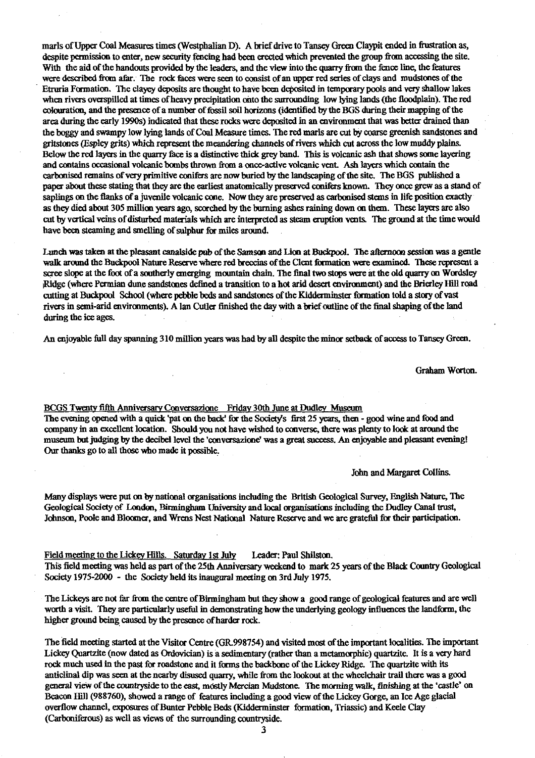marls of Upper Coal Measures times (Westphalian D). A brief drive to Tansey Green Claypit ended in frustration as, despite permission to enter, new security fencing had been erected which prevented the group from accessing the site. With the aid of the handouts provided by the leaders, and the view into the quarry from the fence line, the features were described from afar. The rock faces were seen to consist of an upper red series of clays and mudstones of the Etruria Formation. The clayey deposits are thought to have been deposited in temporary pools and very shallow lakes when rivers overspilled at times of heavy precipitation onto the surrounding low lying lands (the floodplain). The red colouration, and the presence of a number of fossil soil horizons (identified by the BGS during their mapping of the area during the early 1990s) indicated that these rocks were deposited in an environment that was better drained than the boggy and swampy low lying lands of Coal Measure times. The red marls are cut by coarse greenish sandstones and gritstones (Espley grits) which represent the meandering channels of rivers which cut across the low muddy plains. Below the red layers in the quarry face is a distinctive thick grey band. This is volcanic ash that shows some layering and contains occasional volcanic bombs thrown from a once-active volcanic vent. Ash layers which contain the carbonised remains of very primitive conifers are now buried by the landscaping of the site. The BGS published a paper about these stating that they are the earliest anatomically preserved conifers known. They once grew as a stand of saplings on the flanks of a juvenile volcanic cone. Now they are preserved as carbonised stems in life position exactly as they died about 305 million years ago, scorched by the burning ashes raining down on them. These layers are also cut by vertical veins of disturbed materials which are interpreted as steam eruption vents. The ground at the time would have been steaming and smelling of sulphur for miles around.

Lunch was taken at the pleasant canalside pub of the Samson and Lion at Buckpool. The afternoon session was a gentle walk around the Buckpool Nature Reserve where red breccias of the Clent formation were examined. These represent a scree slope at the foot of a southerly emerging mountain chain. The final two stops were at the old quarry on Wordsley Ridge (where Permian dune sandstones defined a transition to a hot arid desert environment) and the Brierley Hill road cutting at Buckpool School (where pebble beds and sandstones of the Kidderminster formation told a story of vast rivers in semi-arid environments). Alan Cutler finished the day with a brief outline of the final shaping of the land during the ice ages.

An enjoyable full day spanning 310 million years was had by all despite the minor setback of access to Tansey Green.

Graham Worton.

<u>BCGS Twenty fifth Anniversary Conversazione Friday 30th June at Dudley Museum</u>

The evening opened with a quick 'pat on the back' for the Society's first 25 years, then - good wine and food and company in an excellent location. Should you not have wished to converse, there was plenty to look at around the museum but judging by the decibel level the 'conversazione' was a great success. An enjoyable and pleasant evening! Our thanks go to all those who made it possible.

John and Margaret Collins.

Many displays were put on by national organisations including the British Geological Survey, English Nature, The Geological Society of London, Birmingham University and local organisations including the Dudley Canal trust, Johnson, Poole and Bloomer, and Wrens Nest National Nature Reserve and we are grateful for their participation.

<u>Field meeting to the Lickey Hills. Saturday 1st July</u> Leader: Paul Shilston.

This field meeting was held as part of the 25th Anniversary weekend to mark 25 years of the Black Country Geological Society 1975-2000 - the Society held its inaugural meeting on 3rd July 1975.

The Lickeys are not far from the centre of Birmingham but they show a good range of geological features and are well worth a visit. They are particularly useful in demonstrating how the underlying geology influences the landform, the higher ground being caused by the presence of harder rock.

The field meeting started at the Visitor Centre (GR.998754) and visited most of the important localities. The important Lickey Quartzite (now dated as Ordovician) is a sedimentary (rather than a metamorphic) quartzite. It is a very hard rock much used in the past for roadstone and it forms the backbone of the Lickey Ridge. The quartzite with its anticlinal dip was seen at the nearby disused quarry, while from the lookout at the wheelchair trail there was a good general view of the countryside to the east, mostly Mercian Mudstone. The morning walk, finishing at the 'castle' on Beacon Hill (988760), showed a range of features including a good view of the Lickey Gorge, an Ice Age glacial overflow channel, exposures of Bunter Pebble Beds (Kidderminster formation, Triassic) and Keele Clay (Carboniferous) as well as views of the surrounding countryside.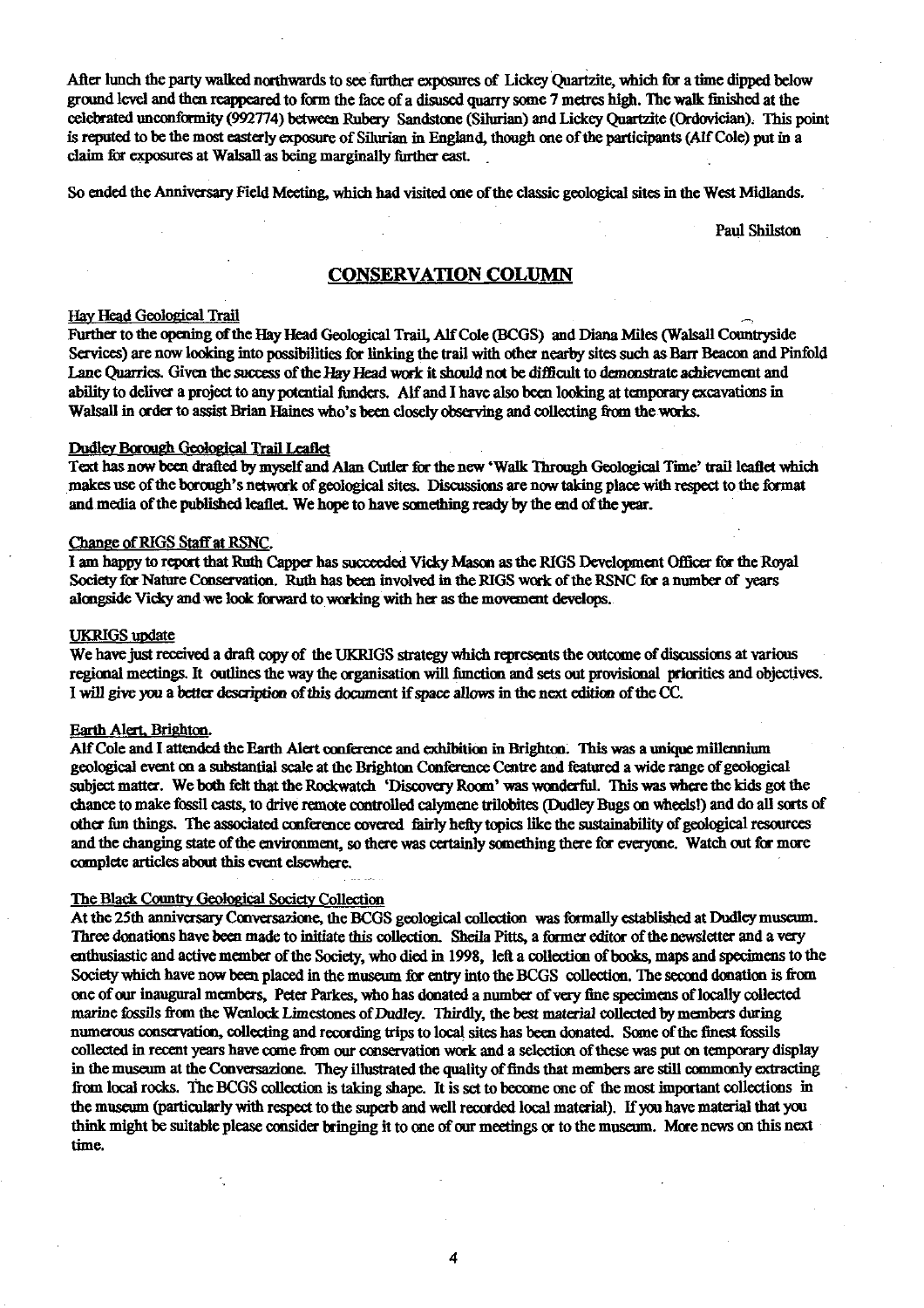After lunch the party walked northwards to see further exposures of Lickey Quartzite, which for a time dipped below ground level and then reappeared to form the face of a disused quarry some 7 metres high. The walk finished at the celebrated unconformity (992774) between Rubery Sandstone (Silurian) and Lickey Quartzite (Ordovician). This point is reputed to be the most easterly exposure of Silurian in England, though one of the participants (Alf Cole) put in a claim for exposures at Walsall as being marginally further east.

So ended the Anniversary Field Meeting, which had visited one of the classic geological sites in the West Midlands.

Paul Shilston

## CONSERVATION COLUMN

### Hay Head Geological Trail

Further to the opening of the Hay Head Geological Trail, Alf Cole (BCGS) and Diana Miles (Walsall Countryside Services) are now looking into possibilities for linking the trail with other nearby sites such as Barr Beacon and Pinfold Lane Quarries. Given the success of the Hay Head work it should not be difficult to demonstrate achievement and ability to deliver a project to any potential funders. Alf and I have also been looking at temporary excavations in Walsall in order to assist Brian Haines who's been closely observing and collecting from the works.

### Dudley Borough Geological Trail Leaflet

Text has now been drafted by myself and Alan Cutler for the new 'Walk Through Geological Time' trail leaflet which makes use of the borough's network of geological sites. Discussions are now taking place with respect to the format and media of the published leaflet. We hope to have something ready by the end of the year.

### Change of RIGS Staff at RSNC.

I am happy to report that Ruth Capper has succeeded Vicky Mason as the RIGS Development Officer for the Royal Society for Nature Conservation. Ruth has been involved in the RIGS work of the RSNC for a number of years alongside Vicky and we look forward to working with her as the movement develops.

### UKRIGS update

We have just received a draft copy of the UKRIGS strategy which represents the outcome of discussions at various regional meetings. It outlines the way the organisation will function and sets out provisional priorities and objectives. I will give you a better description of this document if space allows in the next edition of the CC.

### Earth Alert, Brighton.

Alf Cole and I attended the Earth Alert conference and exhibition in Brighton. This was a unique millennium geological event on a substantial scale at the Brighton Conference Centre and featured a wide range of geological subject matter. We both felt that the Rockwatch 'Discovery Room' was wonderful. This was where the kids got the chance to make fossil casts, to drive remote controlled calymene trilobites (Dudley Bugs on wheels!) and do all sorts of other fun things. The associated conference covered fairly hefty topics like the sustainability of geological resources and the changing state of the environment, so there was certainly something there for everyone. Watch out for more complete articles about this event elsewhere.

### The Black Country Geological Society Collection

At the 25th anniversary Conversazione, the BCGS geological collection was formally established at Dudley museum. Three donations have been made to initiate this collection. Sheila Pitts, a former editor of the newsletter and a very enthusiastic and active member of the Society, who died in 1998, left a collection of books, maps and specimens to the Society which have now been placed in the museum for entry into the BCGS collection. The second donation is from one of our inaugural members, Peter Parkes, who has donated a number of very fine specimens of locally collected marine fossils from the Wenlock Limestones of Dudley. Thirdly, the best material collected by members during numerous conservation, collecting and recording trips to local sites has been donated. Some of the finest fossils collected in recent years have come from our conservation work and a selection of these was put on temporary display in the museum at the Conversazione. They illustrated the quality of finds that members are still commonly extracting from local rocks. The BCGS collection is taking shape. It is set to become one of the most important collections in the museum (particularly with respect to the superb and well recorded local material). If you have material that you think might be suitable please consider bringing it to one of our meetings or to the museum. More news on this next time.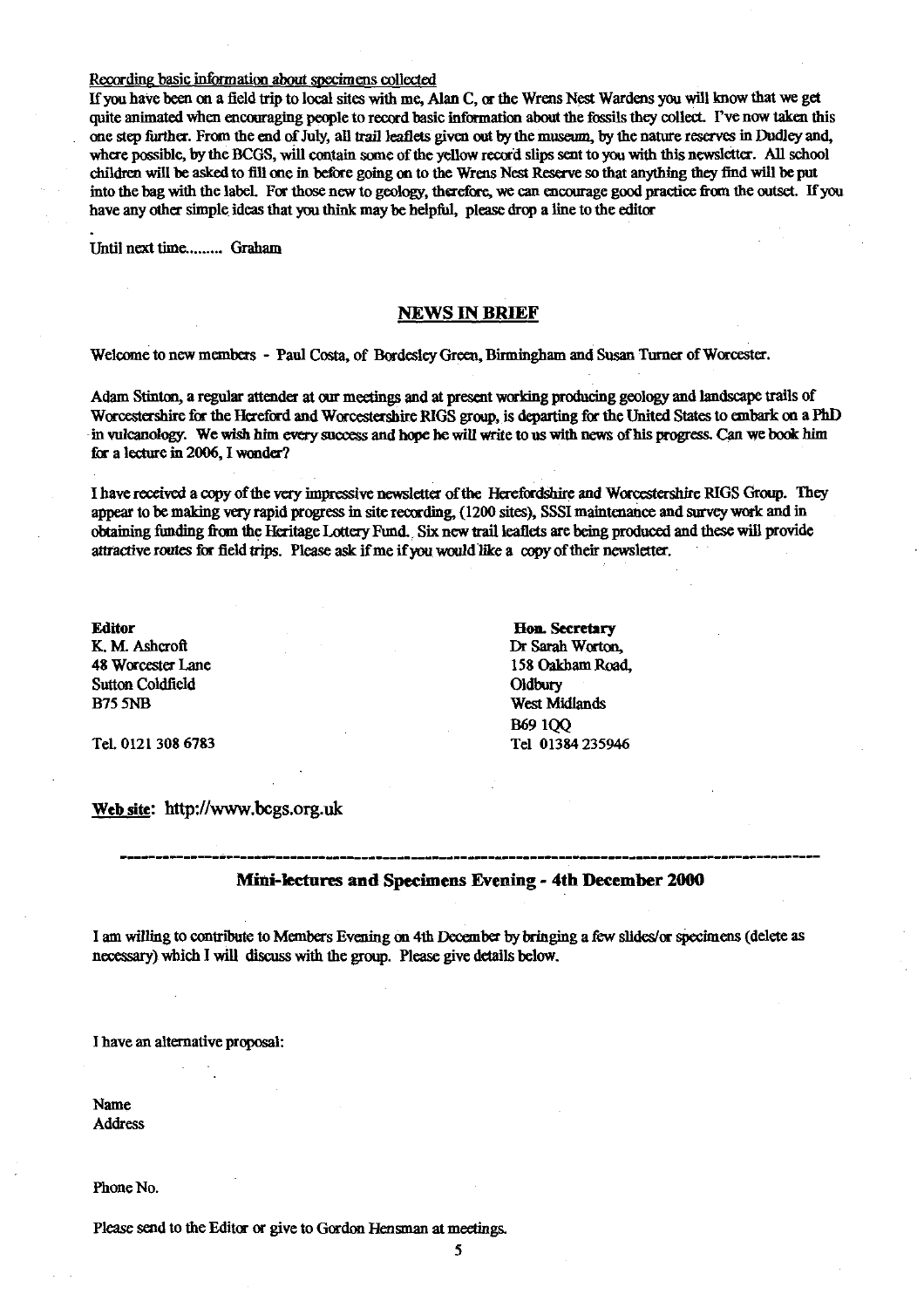Recording basic information about specimens collected

If you have been on a field trip to local sites with me, Alan C, or the Wrens Nest Wardens you will know that we get quite animated when encouraging people to record basic information about the fossils they collect. I've now taken this one step further. From the end of July, all trail leaflets given out by the museum, by the nature reserves in Dudley and, where possible, by the BCGS, will contain some of the yellow record slips sent to you with this newsletter. All school children will be asked to fill one in before going on to the Wrens Nest Reserve so that anything they find will be put into the bag with the label. For those new to geology, therefore, we can encourage good practice from the outset. If you have any other simple ideas that you think may be helpful, please drop a line to the editor

Until next time......... Graham

## NEWS IN BRIEF

Welcome to new members - Paul Costa, of Bordesley Green, Birmingham and Susan Turner of Worcester.

Adam Stinton, a regular attender at our meetings and at present working producing geology and landscape trails of Worcestershire for the Hereford and Worcestershire RIGS group, is departing for the United States to embark on a PhD in vulcanology. We wish him every success and hope he will write to us with news of his progress. Can we book him for a lecture in 2006, I wonder?

I have received a copy of the very impressive newsletter of the Herefordshire and Worcestershire RIGS Group. They appear to be making very rapid progress in site recording, (1200 sites), SSSI maintenance and survey work and in obtaining funding from the Heritage Lottery Fund. Six new trail leaflets are being produced and these will provide attractive routes for field trips. Please ask if me if you would like a copy of their newsletter.

**Editor**
K. M. Ashcroft
48 Worcester Lane
Sutton Coldfield
B75 5NB

Tel. 0121 308 6783

**Hon. Secretary**
Dr Sarah Worton,
158 Oakham Road,
Oldbury
West Midlands
B69 1QQ
Tel 01384 235946

Web site: http://www.bcgs.org.uk

---

### Mini-lectures and Specimens Evening - 4th December 2000

I am willing to contribute to Members Evening on 4th December by bringing a few slides/or specimens (delete as necessary) which I will discuss with the group. Please give details below.

I have an alternative proposal:

Name
Address

Phone No.

Please send to the Editor or give to Gordon Hensman at meetings.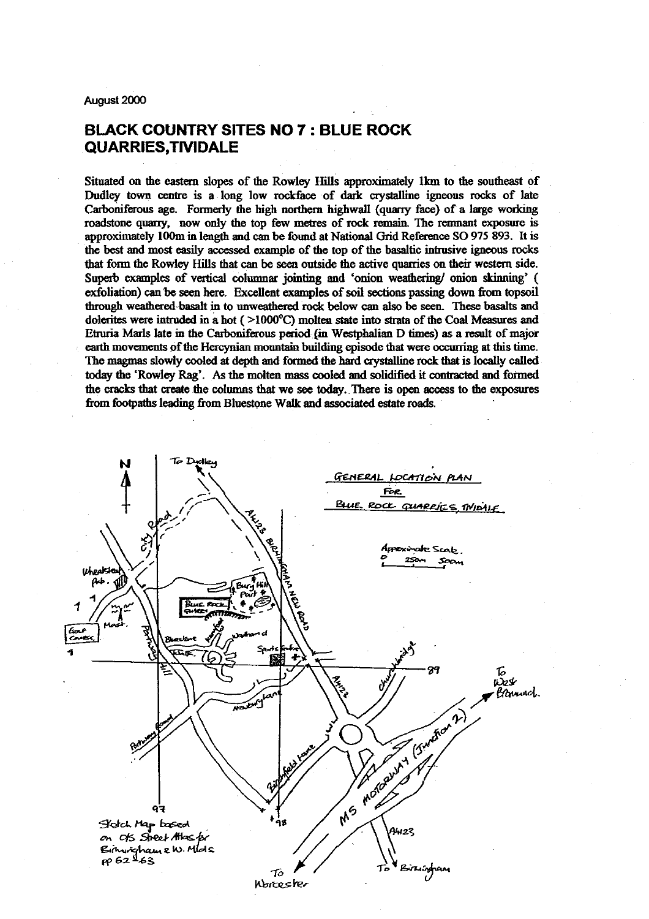August 2000

# BLACK COUNTRY SITES NO 7 : BLUE ROCK QUARRIES,TIVIDALE

Situated on the eastern slopes of the Rowley Hills approximately 1km to the southeast of Dudley town centre is a long low rockface of dark crystalline igneous rocks of late Carboniferous age. Formerly the high northern highwall (quarry face) of a large working roadstone quarry, now only the top few metres of rock remain. The remnant exposure is approximately 100m in length and can be found at National Grid Reference SO 975 893. It is the best and most easily accessed example of the top of the basaltic intrusive igneous rocks that form the Rowley Hills that can be seen outside the active quarries on their western side. Superb examples of vertical columnar jointing and 'onion weathering/ onion skinning' ( exfoliation) can be seen here. Excellent examples of soil sections passing down from topsoil through weathered basalt in to unweathered rock below can also be seen. These basalts and dolerites were intruded in a hot ( >1000°C) molten state into strata of the Coal Measures and Etruria Marls late in the Carboniferous period (in Westphalian D times) as a result of major earth movements of the Hercynian mountain building episode that were occurring at this time. The magmas slowly cooled at depth and formed the hard crystalline rock that is locally called today the 'Rowley Rag'. As the molten mass cooled and solidified it contracted and formed the cracks that create the columns that we see today. There is open access to the exposures from footpaths leading from Bluestone Walk and associated estate roads.

GENERAL LOCATION PLAN FOR BLUE ROCK QUARRIES, TIVIDALE

Approximate Scale.
0 250m 500m

N

To Dudley

City Road

A4123 BIRMINGHAM NEW ROAD

Wheatsheaf Pub.

Mast.

Golf Course

Blue Rock Quarries

Bury Hill Park

Bluestone Walk

Hartland Road

Waltham d

Sports Centre

Portway Hill

Newbury Lane

Portway Road

Birchfield Lane

A4123

Churchbridge

89

To West Bromwich

M5 MOTORWAY (Junction 2)

A4123

97

98

To Worcester

To Birmingham

Sketch Map based on OS Street Atlas for Birmingham & W. Mids pp 62 & 63